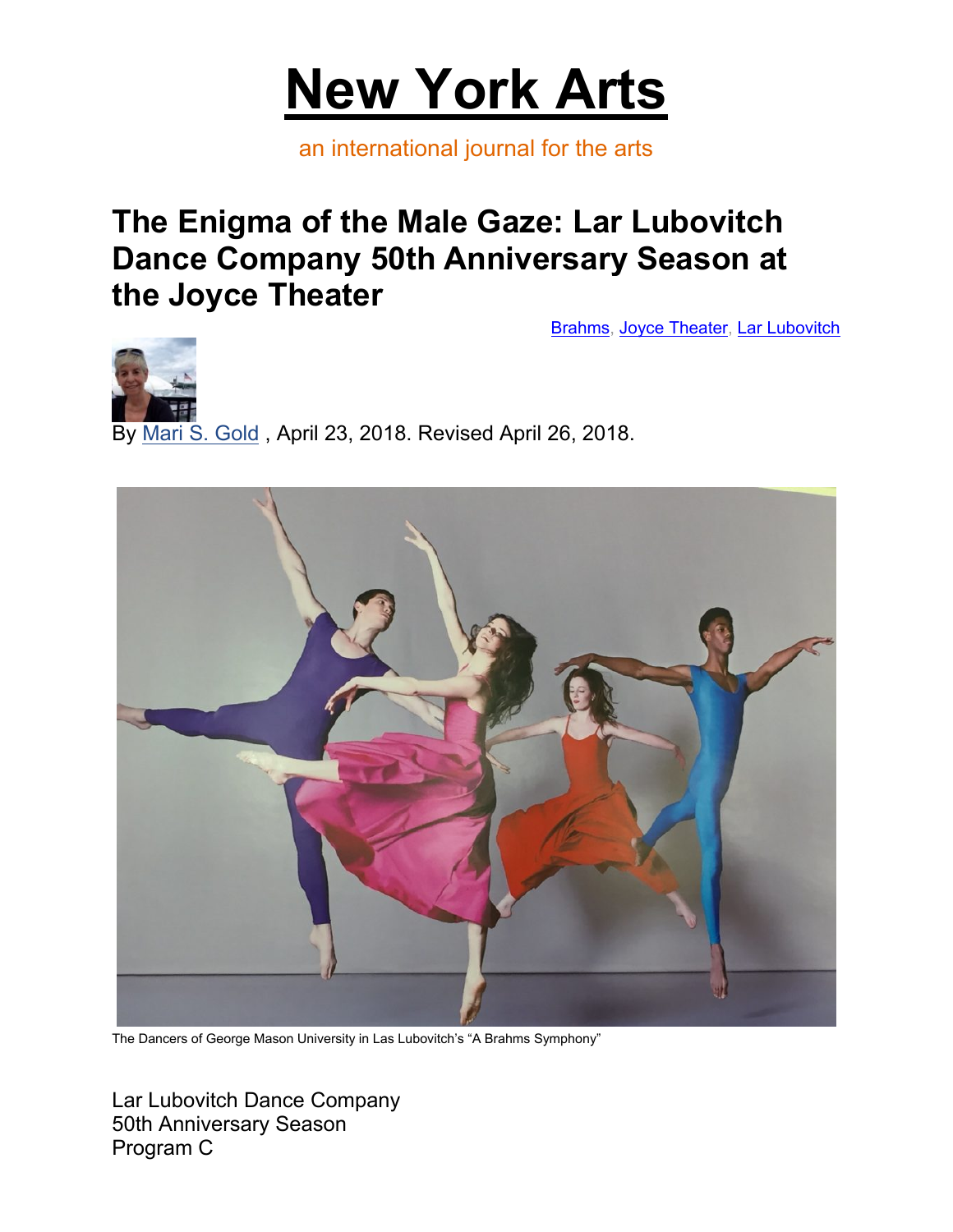# New York Arts

an international journal for the arts

## The Enigma of the Male Gaze: Lar Lubovitch Dance Company 50th Anniversary Season at the Joyce Theater

Brahms, Joyce Theater, Lar Lubovitch

By Mari S. Gold , April 23, 2018. Revised April 26, 2018.

The Dancers of George Mason University in Las Lubovitch's "A Brahms Symphony"

Lar Lubovitch Dance Company
50th Anniversary Season
Program C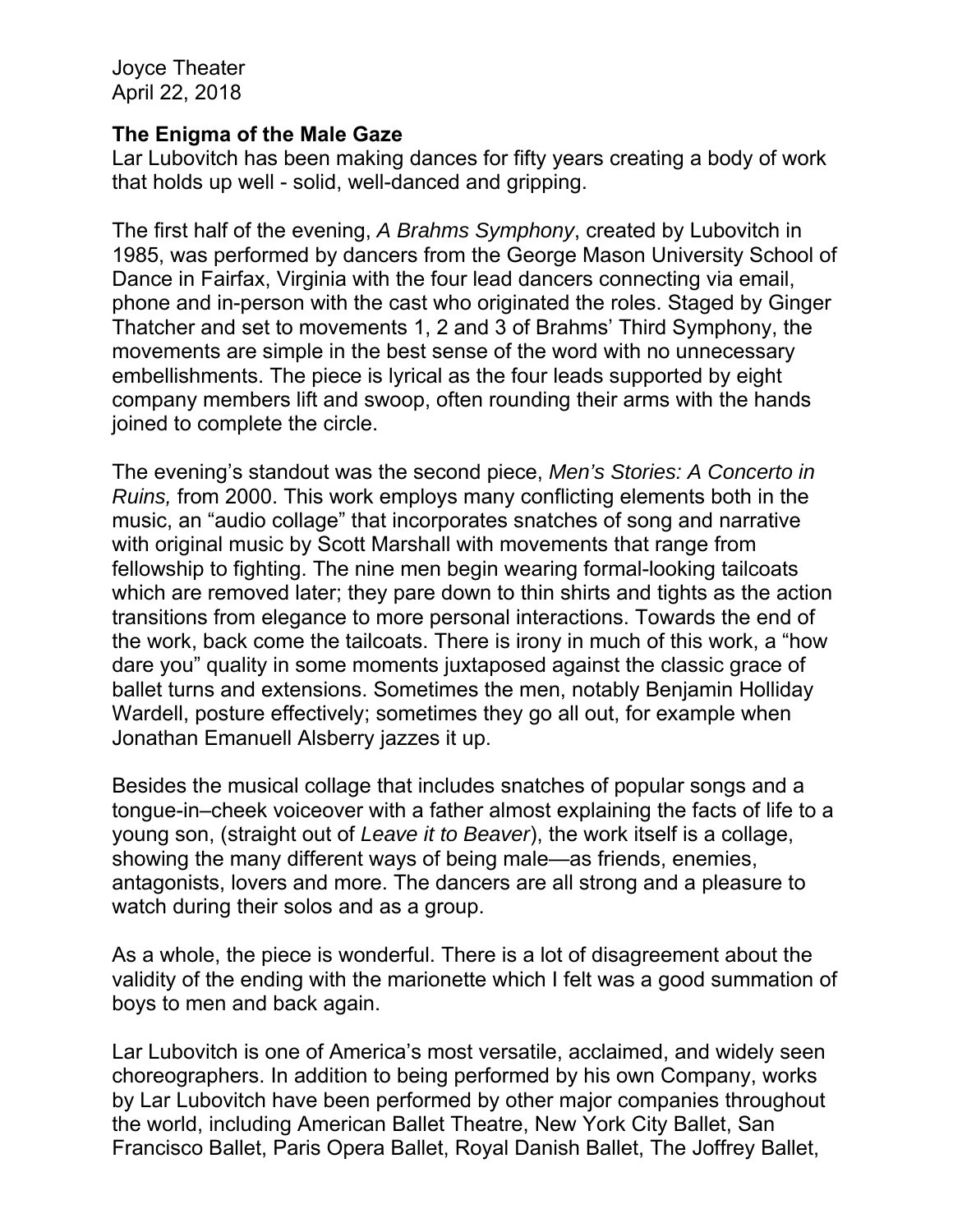Joyce Theater
April 22, 2018

**The Enigma of the Male Gaze**
Lar Lubovitch has been making dances for fifty years creating a body of work that holds up well - solid, well-danced and gripping.

The first half of the evening, *A Brahms Symphony*, created by Lubovitch in 1985, was performed by dancers from the George Mason University School of Dance in Fairfax, Virginia with the four lead dancers connecting via email, phone and in-person with the cast who originated the roles. Staged by Ginger Thatcher and set to movements 1, 2 and 3 of Brahms' Third Symphony, the movements are simple in the best sense of the word with no unnecessary embellishments. The piece is lyrical as the four leads supported by eight company members lift and swoop, often rounding their arms with the hands joined to complete the circle.

The evening's standout was the second piece, *Men's Stories: A Concerto in Ruins,* from 2000. This work employs many conflicting elements both in the music, an "audio collage" that incorporates snatches of song and narrative with original music by Scott Marshall with movements that range from fellowship to fighting. The nine men begin wearing formal-looking tailcoats which are removed later; they pare down to thin shirts and tights as the action transitions from elegance to more personal interactions. Towards the end of the work, back come the tailcoats. There is irony in much of this work, a "how dare you" quality in some moments juxtaposed against the classic grace of ballet turns and extensions. Sometimes the men, notably Benjamin Holliday Wardell, posture effectively; sometimes they go all out, for example when Jonathan Emanuell Alsberry jazzes it up.

Besides the musical collage that includes snatches of popular songs and a tongue-in–cheek voiceover with a father almost explaining the facts of life to a young son, (straight out of *Leave it to Beaver*), the work itself is a collage, showing the many different ways of being male—as friends, enemies, antagonists, lovers and more. The dancers are all strong and a pleasure to watch during their solos and as a group.

As a whole, the piece is wonderful. There is a lot of disagreement about the validity of the ending with the marionette which I felt was a good summation of boys to men and back again.

Lar Lubovitch is one of America's most versatile, acclaimed, and widely seen choreographers. In addition to being performed by his own Company, works by Lar Lubovitch have been performed by other major companies throughout the world, including American Ballet Theatre, New York City Ballet, San Francisco Ballet, Paris Opera Ballet, Royal Danish Ballet, The Joffrey Ballet,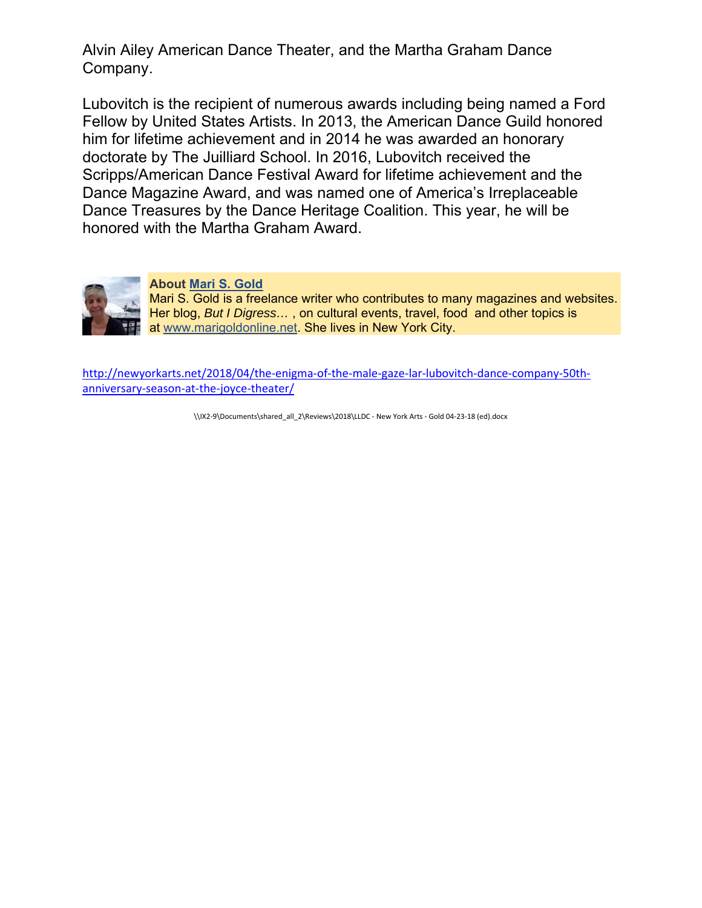Alvin Ailey American Dance Theater, and the Martha Graham Dance Company.

Lubovitch is the recipient of numerous awards including being named a Ford Fellow by United States Artists. In 2013, the American Dance Guild honored him for lifetime achievement and in 2014 he was awarded an honorary doctorate by The Juilliard School. In 2016, Lubovitch received the Scripps/American Dance Festival Award for lifetime achievement and the Dance Magazine Award, and was named one of America's Irreplaceable Dance Treasures by the Dance Heritage Coalition. This year, he will be honored with the Martha Graham Award.

**About [Mari S. Gold]**
Mari S. Gold is a freelance writer who contributes to many magazines and websites. Her blog, *But I Digress…* , on cultural events, travel, food and other topics is at [www.marigoldonline.net](www.marigoldonline.net). She lives in New York City.

[http://newyorkarts.net/2018/04/the-enigma-of-the-male-gaze-lar-lubovitch-dance-company-50th-anniversary-season-at-the-joyce-theater/](http://newyorkarts.net/2018/04/the-enigma-of-the-male-gaze-lar-lubovitch-dance-company-50th-anniversary-season-at-the-joyce-theater/)

\\IX2-9\Documents\shared_all_2\Reviews\2018\LLDC - New York Arts - Gold 04-23-18 (ed).docx